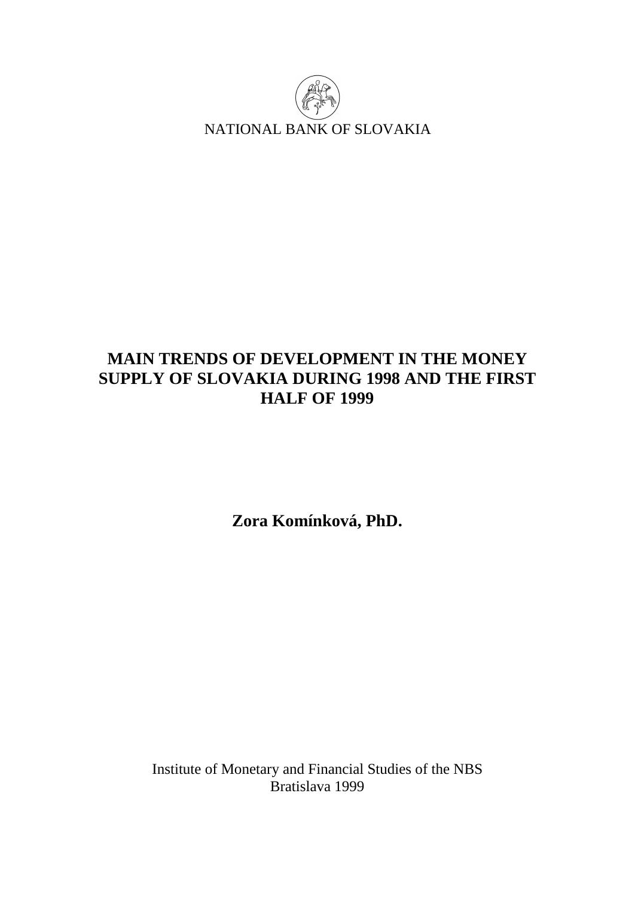NATIONAL BANK OF SLOVAKIA

# MAIN TRENDS OF DEVELOPMENT IN THE MONEY SUPPLY OF SLOVAKIA DURING 1998 AND THE FIRST HALF OF 1999

**Zora Komínková, PhD.**

Institute of Monetary and Financial Studies of the NBS
Bratislava 1999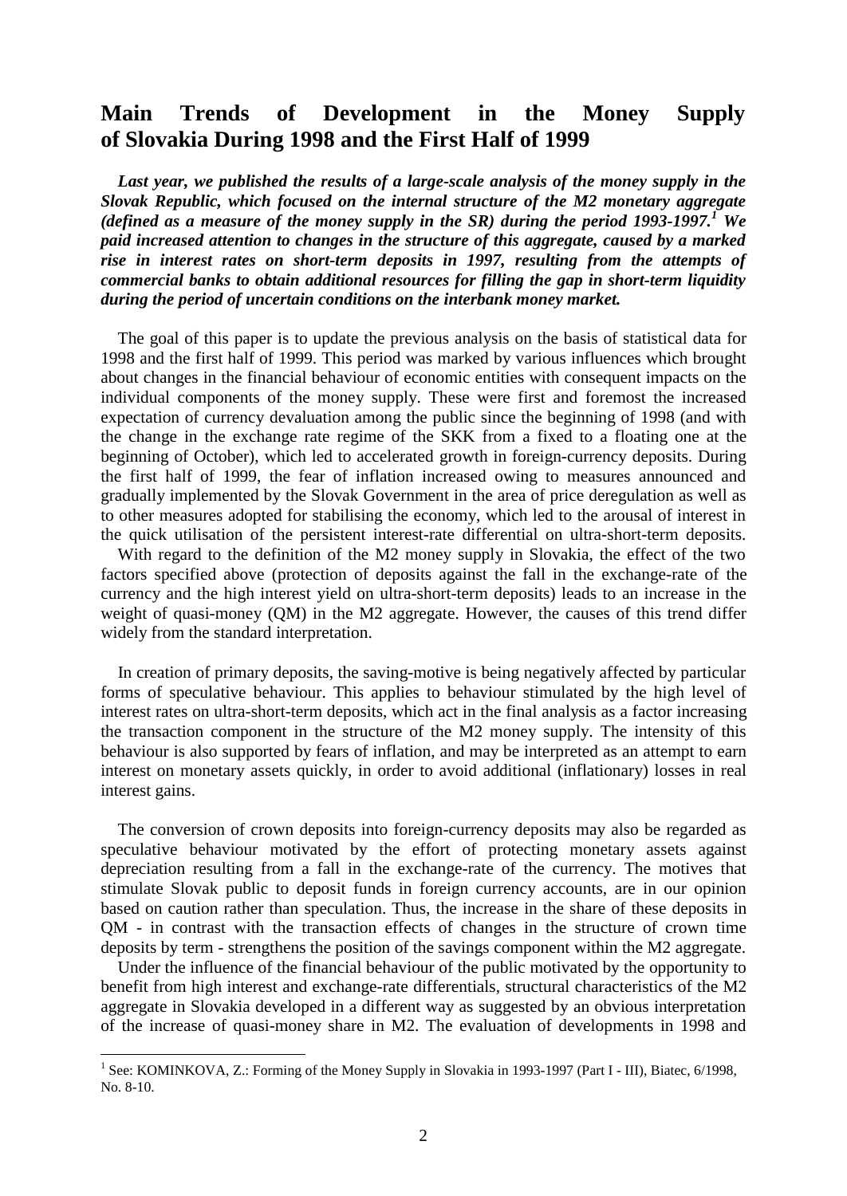# Main Trends of Development in the Money Supply of Slovakia During 1998 and the First Half of 1999

***Last year, we published the results of a large-scale analysis of the money supply in the Slovak Republic, which focused on the internal structure of the M2 monetary aggregate (defined as a measure of the money supply in the SR) during the period 1993-1997.[1] We paid increased attention to changes in the structure of this aggregate, caused by a marked rise in interest rates on short-term deposits in 1997, resulting from the attempts of commercial banks to obtain additional resources for filling the gap in short-term liquidity during the period of uncertain conditions on the interbank money market.***

The goal of this paper is to update the previous analysis on the basis of statistical data for 1998 and the first half of 1999. This period was marked by various influences which brought about changes in the financial behaviour of economic entities with consequent impacts on the individual components of the money supply. These were first and foremost the increased expectation of currency devaluation among the public since the beginning of 1998 (and with the change in the exchange rate regime of the SKK from a fixed to a floating one at the beginning of October), which led to accelerated growth in foreign-currency deposits. During the first half of 1999, the fear of inflation increased owing to measures announced and gradually implemented by the Slovak Government in the area of price deregulation as well as to other measures adopted for stabilising the economy, which led to the arousal of interest in the quick utilisation of the persistent interest-rate differential on ultra-short-term deposits.

With regard to the definition of the M2 money supply in Slovakia, the effect of the two factors specified above (protection of deposits against the fall in the exchange-rate of the currency and the high interest yield on ultra-short-term deposits) leads to an increase in the weight of quasi-money (QM) in the M2 aggregate. However, the causes of this trend differ widely from the standard interpretation.

In creation of primary deposits, the saving-motive is being negatively affected by particular forms of speculative behaviour. This applies to behaviour stimulated by the high level of interest rates on ultra-short-term deposits, which act in the final analysis as a factor increasing the transaction component in the structure of the M2 money supply. The intensity of this behaviour is also supported by fears of inflation, and may be interpreted as an attempt to earn interest on monetary assets quickly, in order to avoid additional (inflationary) losses in real interest gains.

The conversion of crown deposits into foreign-currency deposits may also be regarded as speculative behaviour motivated by the effort of protecting monetary assets against depreciation resulting from a fall in the exchange-rate of the currency. The motives that stimulate Slovak public to deposit funds in foreign currency accounts, are in our opinion based on caution rather than speculation. Thus, the increase in the share of these deposits in QM - in contrast with the transaction effects of changes in the structure of crown time deposits by term - strengthens the position of the savings component within the M2 aggregate.

Under the influence of the financial behaviour of the public motivated by the opportunity to benefit from high interest and exchange-rate differentials, structural characteristics of the M2 aggregate in Slovakia developed in a different way as suggested by an obvious interpretation of the increase of quasi-money share in M2. The evaluation of developments in 1998 and

[1] See: KOMINKOVA, Z.: Forming of the Money Supply in Slovakia in 1993-1997 (Part I - III), Biatec, 6/1998, No. 8-10.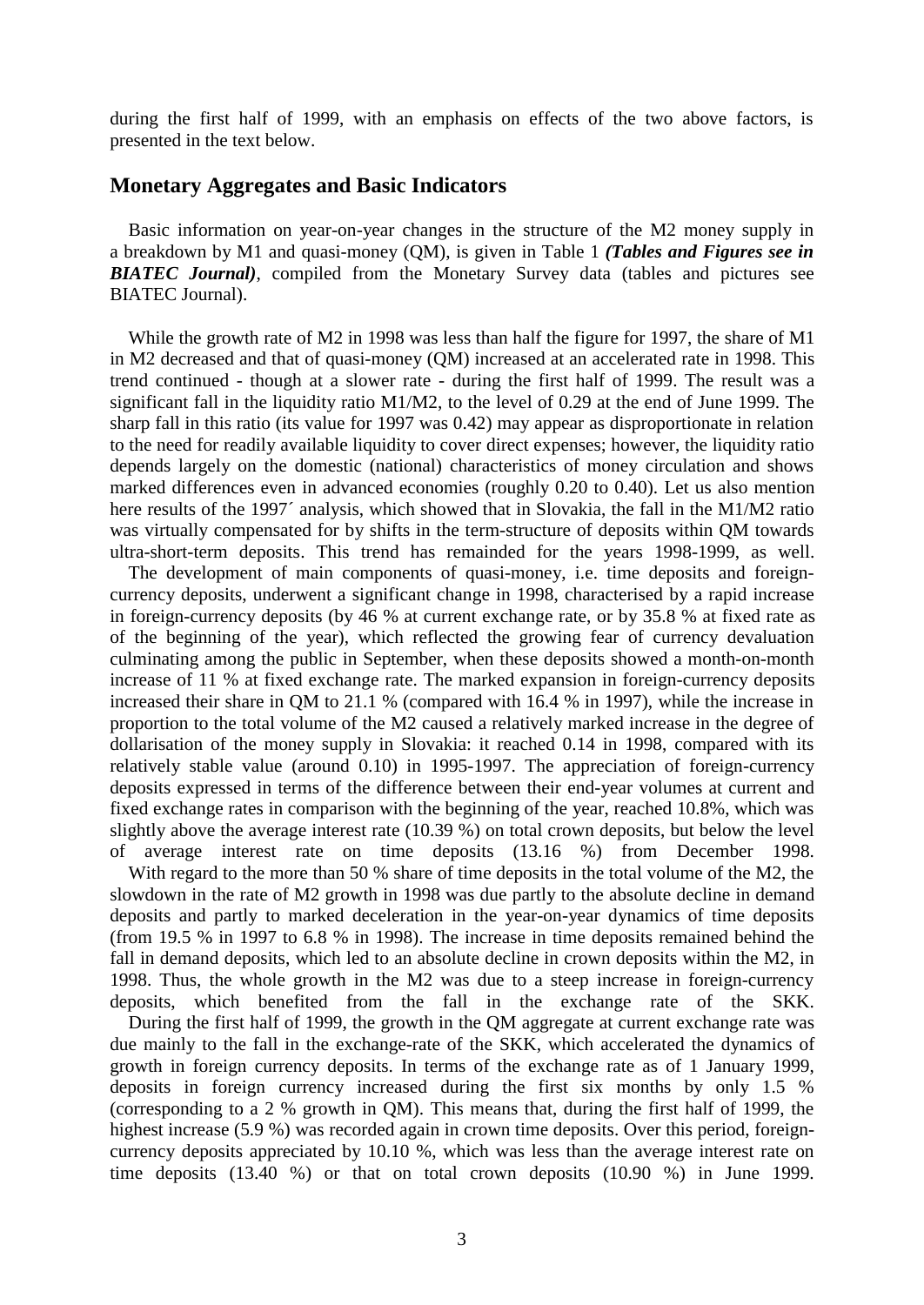during the first half of 1999, with an emphasis on effects of the two above factors, is presented in the text below.

## Monetary Aggregates and Basic Indicators

Basic information on year-on-year changes in the structure of the M2 money supply in a breakdown by M1 and quasi-money (QM), is given in Table 1 ***(Tables and Figures see in BIATEC Journal)***, compiled from the Monetary Survey data (tables and pictures see BIATEC Journal).

While the growth rate of M2 in 1998 was less than half the figure for 1997, the share of M1 in M2 decreased and that of quasi-money (QM) increased at an accelerated rate in 1998. This trend continued - though at a slower rate - during the first half of 1999. The result was a significant fall in the liquidity ratio M1/M2, to the level of 0.29 at the end of June 1999. The sharp fall in this ratio (its value for 1997 was 0.42) may appear as disproportionate in relation to the need for readily available liquidity to cover direct expenses; however, the liquidity ratio depends largely on the domestic (national) characteristics of money circulation and shows marked differences even in advanced economies (roughly 0.20 to 0.40). Let us also mention here results of the 1997´ analysis, which showed that in Slovakia, the fall in the M1/M2 ratio was virtually compensated for by shifts in the term-structure of deposits within QM towards ultra-short-term deposits. This trend has remainded for the years 1998-1999, as well.

The development of main components of quasi-money, i.e. time deposits and foreign-currency deposits, underwent a significant change in 1998, characterised by a rapid increase in foreign-currency deposits (by 46 % at current exchange rate, or by 35.8 % at fixed rate as of the beginning of the year), which reflected the growing fear of currency devaluation culminating among the public in September, when these deposits showed a month-on-month increase of 11 % at fixed exchange rate. The marked expansion in foreign-currency deposits increased their share in QM to 21.1 % (compared with 16.4 % in 1997), while the increase in proportion to the total volume of the M2 caused a relatively marked increase in the degree of dollarisation of the money supply in Slovakia: it reached 0.14 in 1998, compared with its relatively stable value (around 0.10) in 1995-1997. The appreciation of foreign-currency deposits expressed in terms of the difference between their end-year volumes at current and fixed exchange rates in comparison with the beginning of the year, reached 10.8%, which was slightly above the average interest rate (10.39 %) on total crown deposits, but below the level of average interest rate on time deposits (13.16 %) from December 1998.

With regard to the more than 50 % share of time deposits in the total volume of the M2, the slowdown in the rate of M2 growth in 1998 was due partly to the absolute decline in demand deposits and partly to marked deceleration in the year-on-year dynamics of time deposits (from 19.5 % in 1997 to 6.8 % in 1998). The increase in time deposits remained behind the fall in demand deposits, which led to an absolute decline in crown deposits within the M2, in 1998. Thus, the whole growth in the M2 was due to a steep increase in foreign-currency deposits, which benefited from the fall in the exchange rate of the SKK.

During the first half of 1999, the growth in the QM aggregate at current exchange rate was due mainly to the fall in the exchange-rate of the SKK, which accelerated the dynamics of growth in foreign currency deposits. In terms of the exchange rate as of 1 January 1999, deposits in foreign currency increased during the first six months by only 1.5 % (corresponding to a 2 % growth in QM). This means that, during the first half of 1999, the highest increase (5.9 %) was recorded again in crown time deposits. Over this period, foreign-currency deposits appreciated by 10.10 %, which was less than the average interest rate on time deposits (13.40 %) or that on total crown deposits (10.90 %) in June 1999.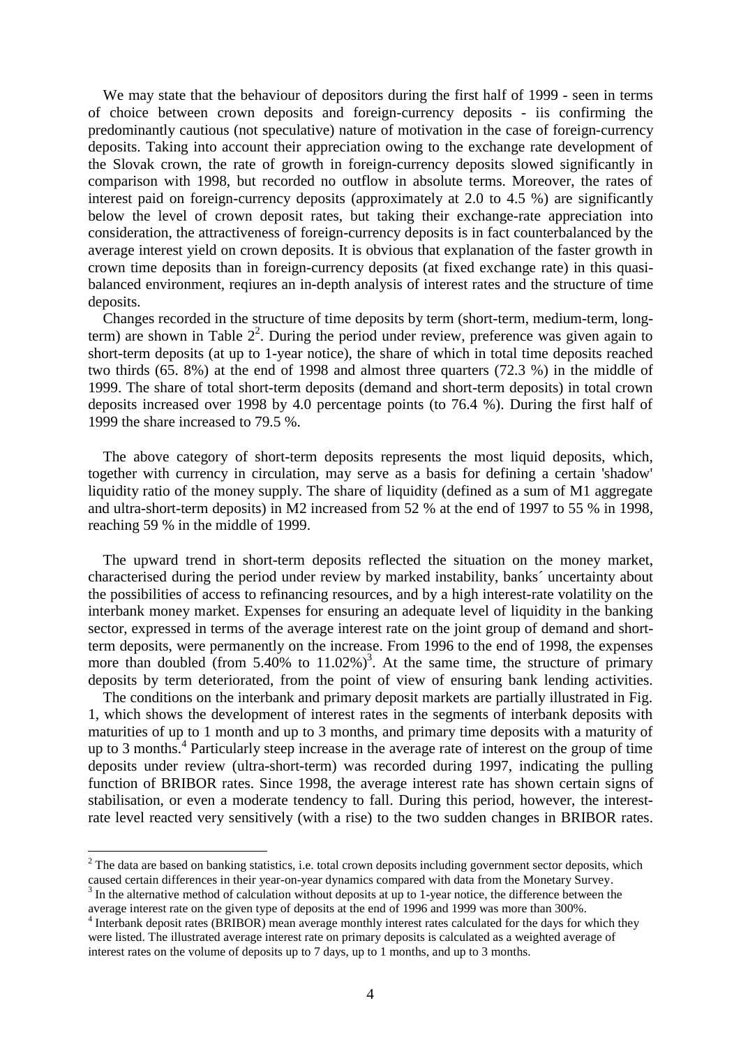We may state that the behaviour of depositors during the first half of 1999 - seen in terms of choice between crown deposits and foreign-currency deposits - iis confirming the predominantly cautious (not speculative) nature of motivation in the case of foreign-currency deposits. Taking into account their appreciation owing to the exchange rate development of the Slovak crown, the rate of growth in foreign-currency deposits slowed significantly in comparison with 1998, but recorded no outflow in absolute terms. Moreover, the rates of interest paid on foreign-currency deposits (approximately at 2.0 to 4.5 %) are significantly below the level of crown deposit rates, but taking their exchange-rate appreciation into consideration, the attractiveness of foreign-currency deposits is in fact counterbalanced by the average interest yield on crown deposits. It is obvious that explanation of the faster growth in crown time deposits than in foreign-currency deposits (at fixed exchange rate) in this quasi-balanced environment, reqiures an in-depth analysis of interest rates and the structure of time deposits.

Changes recorded in the structure of time deposits by term (short-term, medium-term, long-term) are shown in Table 2[2]. During the period under review, preference was given again to short-term deposits (at up to 1-year notice), the share of which in total time deposits reached two thirds (65. 8%) at the end of 1998 and almost three quarters (72.3 %) in the middle of 1999. The share of total short-term deposits (demand and short-term deposits) in total crown deposits increased over 1998 by 4.0 percentage points (to 76.4 %). During the first half of 1999 the share increased to 79.5 %.

The above category of short-term deposits represents the most liquid deposits, which, together with currency in circulation, may serve as a basis for defining a certain 'shadow' liquidity ratio of the money supply. The share of liquidity (defined as a sum of M1 aggregate and ultra-short-term deposits) in M2 increased from 52 % at the end of 1997 to 55 % in 1998, reaching 59 % in the middle of 1999.

The upward trend in short-term deposits reflected the situation on the money market, characterised during the period under review by marked instability, banks´ uncertainty about the possibilities of access to refinancing resources, and by a high interest-rate volatility on the interbank money market. Expenses for ensuring an adequate level of liquidity in the banking sector, expressed in terms of the average interest rate on the joint group of demand and short-term deposits, were permanently on the increase. From 1996 to the end of 1998, the expenses more than doubled (from 5.40% to 11.02%)[3]. At the same time, the structure of primary deposits by term deteriorated, from the point of view of ensuring bank lending activities.

The conditions on the interbank and primary deposit markets are partially illustrated in Fig. 1, which shows the development of interest rates in the segments of interbank deposits with maturities of up to 1 month and up to 3 months, and primary time deposits with a maturity of up to 3 months.[4] Particularly steep increase in the average rate of interest on the group of time deposits under review (ultra-short-term) was recorded during 1997, indicating the pulling function of BRIBOR rates. Since 1998, the average interest rate has shown certain signs of stabilisation, or even a moderate tendency to fall. During this period, however, the interest-rate level reacted very sensitively (with a rise) to the two sudden changes in BRIBOR rates.

[2] The data are based on banking statistics, i.e. total crown deposits including government sector deposits, which caused certain differences in their year-on-year dynamics compared with data from the Monetary Survey.

[3] In the alternative method of calculation without deposits at up to 1-year notice, the difference between the average interest rate on the given type of deposits at the end of 1996 and 1999 was more than 300%.

[4] Interbank deposit rates (BRIBOR) mean average monthly interest rates calculated for the days for which they were listed. The illustrated average interest rate on primary deposits is calculated as a weighted average of interest rates on the volume of deposits up to 7 days, up to 1 months, and up to 3 months.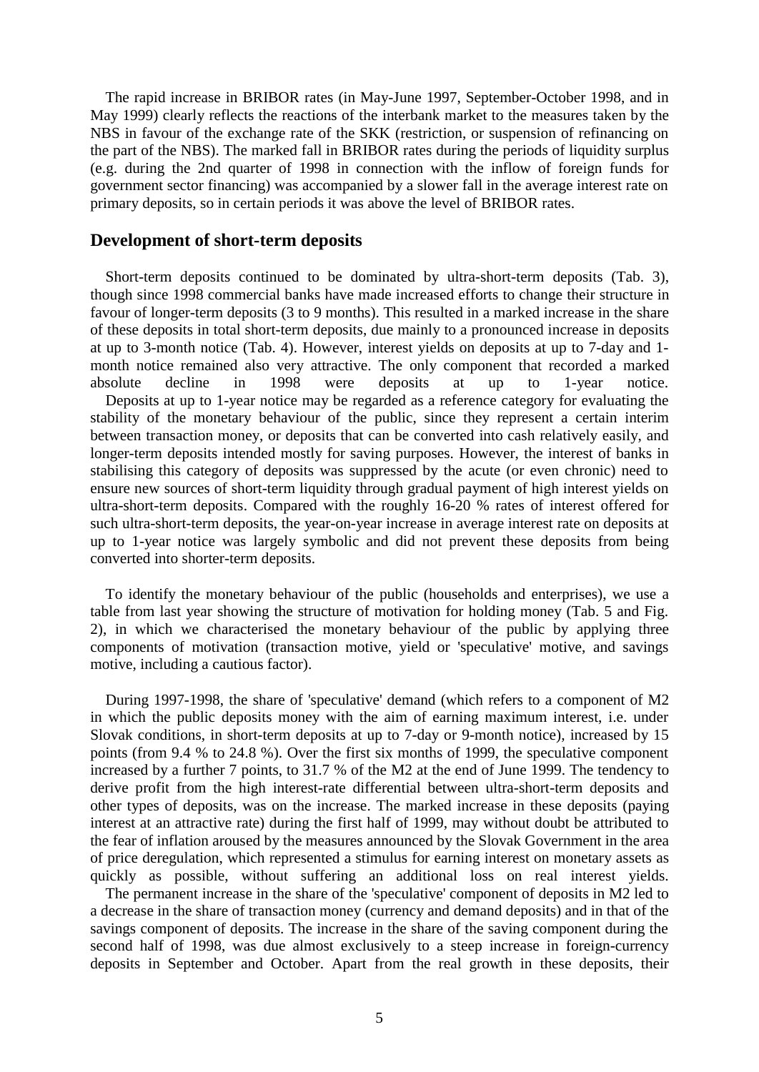The rapid increase in BRIBOR rates (in May-June 1997, September-October 1998, and in May 1999) clearly reflects the reactions of the interbank market to the measures taken by the NBS in favour of the exchange rate of the SKK (restriction, or suspension of refinancing on the part of the NBS). The marked fall in BRIBOR rates during the periods of liquidity surplus (e.g. during the 2nd quarter of 1998 in connection with the inflow of foreign funds for government sector financing) was accompanied by a slower fall in the average interest rate on primary deposits, so in certain periods it was above the level of BRIBOR rates.

## Development of short-term deposits

Short-term deposits continued to be dominated by ultra-short-term deposits (Tab. 3), though since 1998 commercial banks have made increased efforts to change their structure in favour of longer-term deposits (3 to 9 months). This resulted in a marked increase in the share of these deposits in total short-term deposits, due mainly to a pronounced increase in deposits at up to 3-month notice (Tab. 4). However, interest yields on deposits at up to 7-day and 1-month notice remained also very attractive. The only component that recorded a marked absolute decline in 1998 were deposits at up to 1-year notice.

Deposits at up to 1-year notice may be regarded as a reference category for evaluating the stability of the monetary behaviour of the public, since they represent a certain interim between transaction money, or deposits that can be converted into cash relatively easily, and longer-term deposits intended mostly for saving purposes. However, the interest of banks in stabilising this category of deposits was suppressed by the acute (or even chronic) need to ensure new sources of short-term liquidity through gradual payment of high interest yields on ultra-short-term deposits. Compared with the roughly 16-20 % rates of interest offered for such ultra-short-term deposits, the year-on-year increase in average interest rate on deposits at up to 1-year notice was largely symbolic and did not prevent these deposits from being converted into shorter-term deposits.

To identify the monetary behaviour of the public (households and enterprises), we use a table from last year showing the structure of motivation for holding money (Tab. 5 and Fig. 2), in which we characterised the monetary behaviour of the public by applying three components of motivation (transaction motive, yield or 'speculative' motive, and savings motive, including a cautious factor).

During 1997-1998, the share of 'speculative' demand (which refers to a component of M2 in which the public deposits money with the aim of earning maximum interest, i.e. under Slovak conditions, in short-term deposits at up to 7-day or 9-month notice), increased by 15 points (from 9.4 % to 24.8 %). Over the first six months of 1999, the speculative component increased by a further 7 points, to 31.7 % of the M2 at the end of June 1999. The tendency to derive profit from the high interest-rate differential between ultra-short-term deposits and other types of deposits, was on the increase. The marked increase in these deposits (paying interest at an attractive rate) during the first half of 1999, may without doubt be attributed to the fear of inflation aroused by the measures announced by the Slovak Government in the area of price deregulation, which represented a stimulus for earning interest on monetary assets as quickly as possible, without suffering an additional loss on real interest yields.

The permanent increase in the share of the 'speculative' component of deposits in M2 led to a decrease in the share of transaction money (currency and demand deposits) and in that of the savings component of deposits. The increase in the share of the saving component during the second half of 1998, was due almost exclusively to a steep increase in foreign-currency deposits in September and October. Apart from the real growth in these deposits, their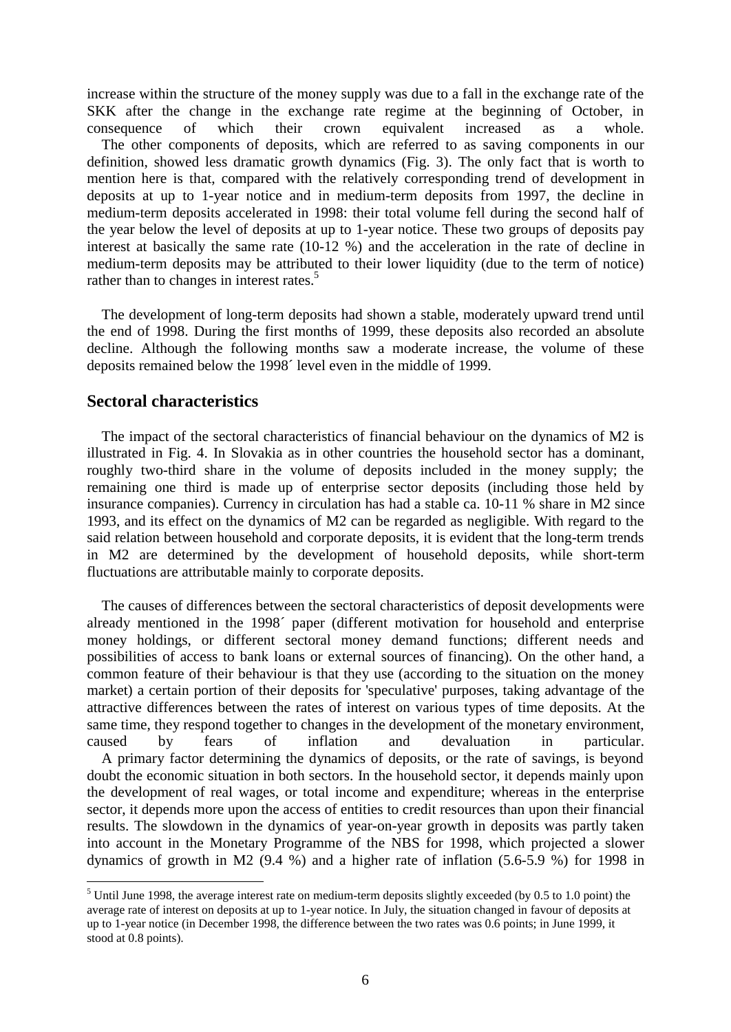increase within the structure of the money supply was due to a fall in the exchange rate of the SKK after the change in the exchange rate regime at the beginning of October, in consequence of which their crown equivalent increased as a whole.

The other components of deposits, which are referred to as saving components in our definition, showed less dramatic growth dynamics (Fig. 3). The only fact that is worth to mention here is that, compared with the relatively corresponding trend of development in deposits at up to 1-year notice and in medium-term deposits from 1997, the decline in medium-term deposits accelerated in 1998: their total volume fell during the second half of the year below the level of deposits at up to 1-year notice. These two groups of deposits pay interest at basically the same rate (10-12 %) and the acceleration in the rate of decline in medium-term deposits may be attributed to their lower liquidity (due to the term of notice) rather than to changes in interest rates.[5]

The development of long-term deposits had shown a stable, moderately upward trend until the end of 1998. During the first months of 1999, these deposits also recorded an absolute decline. Although the following months saw a moderate increase, the volume of these deposits remained below the 1998´ level even in the middle of 1999.

## Sectoral characteristics

The impact of the sectoral characteristics of financial behaviour on the dynamics of M2 is illustrated in Fig. 4. In Slovakia as in other countries the household sector has a dominant, roughly two-third share in the volume of deposits included in the money supply; the remaining one third is made up of enterprise sector deposits (including those held by insurance companies). Currency in circulation has had a stable ca. 10-11 % share in M2 since 1993, and its effect on the dynamics of M2 can be regarded as negligible. With regard to the said relation between household and corporate deposits, it is evident that the long-term trends in M2 are determined by the development of household deposits, while short-term fluctuations are attributable mainly to corporate deposits.

The causes of differences between the sectoral characteristics of deposit developments were already mentioned in the 1998´ paper (different motivation for household and enterprise money holdings, or different sectoral money demand functions; different needs and possibilities of access to bank loans or external sources of financing). On the other hand, a common feature of their behaviour is that they use (according to the situation on the money market) a certain portion of their deposits for 'speculative' purposes, taking advantage of the attractive differences between the rates of interest on various types of time deposits. At the same time, they respond together to changes in the development of the monetary environment, caused by fears of inflation and devaluation in particular.

A primary factor determining the dynamics of deposits, or the rate of savings, is beyond doubt the economic situation in both sectors. In the household sector, it depends mainly upon the development of real wages, or total income and expenditure; whereas in the enterprise sector, it depends more upon the access of entities to credit resources than upon their financial results. The slowdown in the dynamics of year-on-year growth in deposits was partly taken into account in the Monetary Programme of the NBS for 1998, which projected a slower dynamics of growth in M2 (9.4 %) and a higher rate of inflation (5.6-5.9 %) for 1998 in

[5] Until June 1998, the average interest rate on medium-term deposits slightly exceeded (by 0.5 to 1.0 point) the average rate of interest on deposits at up to 1-year notice. In July, the situation changed in favour of deposits at up to 1-year notice (in December 1998, the difference between the two rates was 0.6 points; in June 1999, it stood at 0.8 points).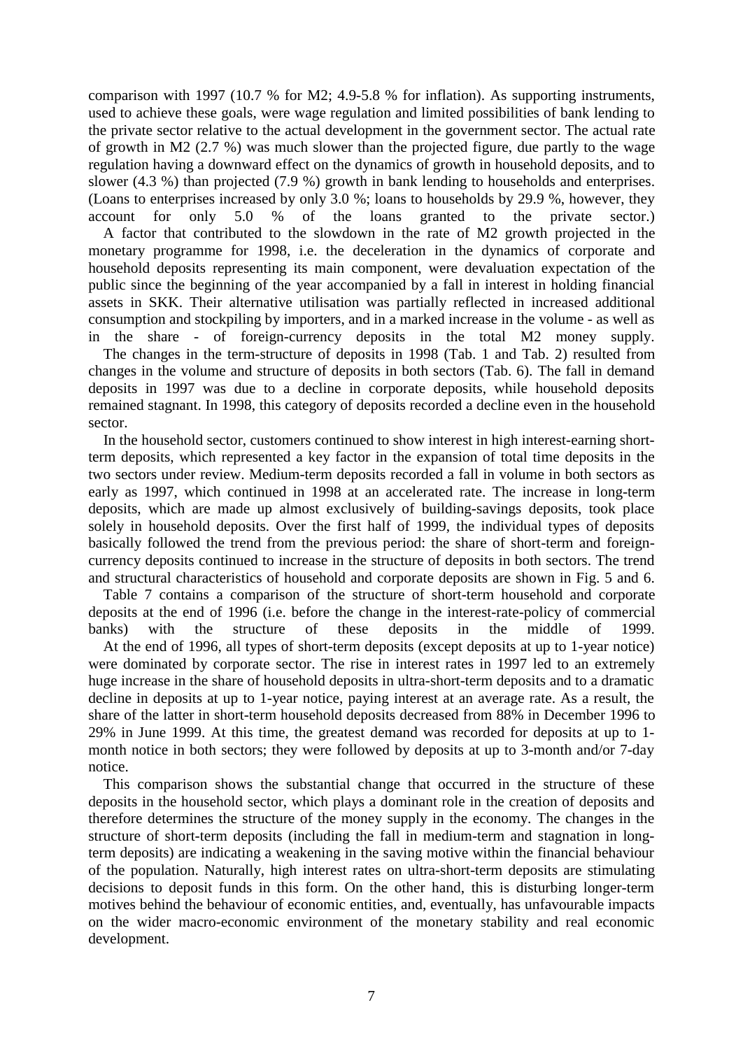comparison with 1997 (10.7 % for M2; 4.9-5.8 % for inflation). As supporting instruments, used to achieve these goals, were wage regulation and limited possibilities of bank lending to the private sector relative to the actual development in the government sector. The actual rate of growth in M2 (2.7 %) was much slower than the projected figure, due partly to the wage regulation having a downward effect on the dynamics of growth in household deposits, and to slower (4.3 %) than projected (7.9 %) growth in bank lending to households and enterprises. (Loans to enterprises increased by only 3.0 %; loans to households by 29.9 %, however, they account for only 5.0 % of the loans granted to the private sector.)

A factor that contributed to the slowdown in the rate of M2 growth projected in the monetary programme for 1998, i.e. the deceleration in the dynamics of corporate and household deposits representing its main component, were devaluation expectation of the public since the beginning of the year accompanied by a fall in interest in holding financial assets in SKK. Their alternative utilisation was partially reflected in increased additional consumption and stockpiling by importers, and in a marked increase in the volume - as well as in the share - of foreign-currency deposits in the total M2 money supply.

The changes in the term-structure of deposits in 1998 (Tab. 1 and Tab. 2) resulted from changes in the volume and structure of deposits in both sectors (Tab. 6). The fall in demand deposits in 1997 was due to a decline in corporate deposits, while household deposits remained stagnant. In 1998, this category of deposits recorded a decline even in the household sector.

In the household sector, customers continued to show interest in high interest-earning short-term deposits, which represented a key factor in the expansion of total time deposits in the two sectors under review. Medium-term deposits recorded a fall in volume in both sectors as early as 1997, which continued in 1998 at an accelerated rate. The increase in long-term deposits, which are made up almost exclusively of building-savings deposits, took place solely in household deposits. Over the first half of 1999, the individual types of deposits basically followed the trend from the previous period: the share of short-term and foreign-currency deposits continued to increase in the structure of deposits in both sectors. The trend and structural characteristics of household and corporate deposits are shown in Fig. 5 and 6.

Table 7 contains a comparison of the structure of short-term household and corporate deposits at the end of 1996 (i.e. before the change in the interest-rate-policy of commercial banks) with the structure of these deposits in the middle of 1999.

At the end of 1996, all types of short-term deposits (except deposits at up to 1-year notice) were dominated by corporate sector. The rise in interest rates in 1997 led to an extremely huge increase in the share of household deposits in ultra-short-term deposits and to a dramatic decline in deposits at up to 1-year notice, paying interest at an average rate. As a result, the share of the latter in short-term household deposits decreased from 88% in December 1996 to 29% in June 1999. At this time, the greatest demand was recorded for deposits at up to 1-month notice in both sectors; they were followed by deposits at up to 3-month and/or 7-day notice.

This comparison shows the substantial change that occurred in the structure of these deposits in the household sector, which plays a dominant role in the creation of deposits and therefore determines the structure of the money supply in the economy. The changes in the structure of short-term deposits (including the fall in medium-term and stagnation in long-term deposits) are indicating a weakening in the saving motive within the financial behaviour of the population. Naturally, high interest rates on ultra-short-term deposits are stimulating decisions to deposit funds in this form. On the other hand, this is disturbing longer-term motives behind the behaviour of economic entities, and, eventually, has unfavourable impacts on the wider macro-economic environment of the monetary stability and real economic development.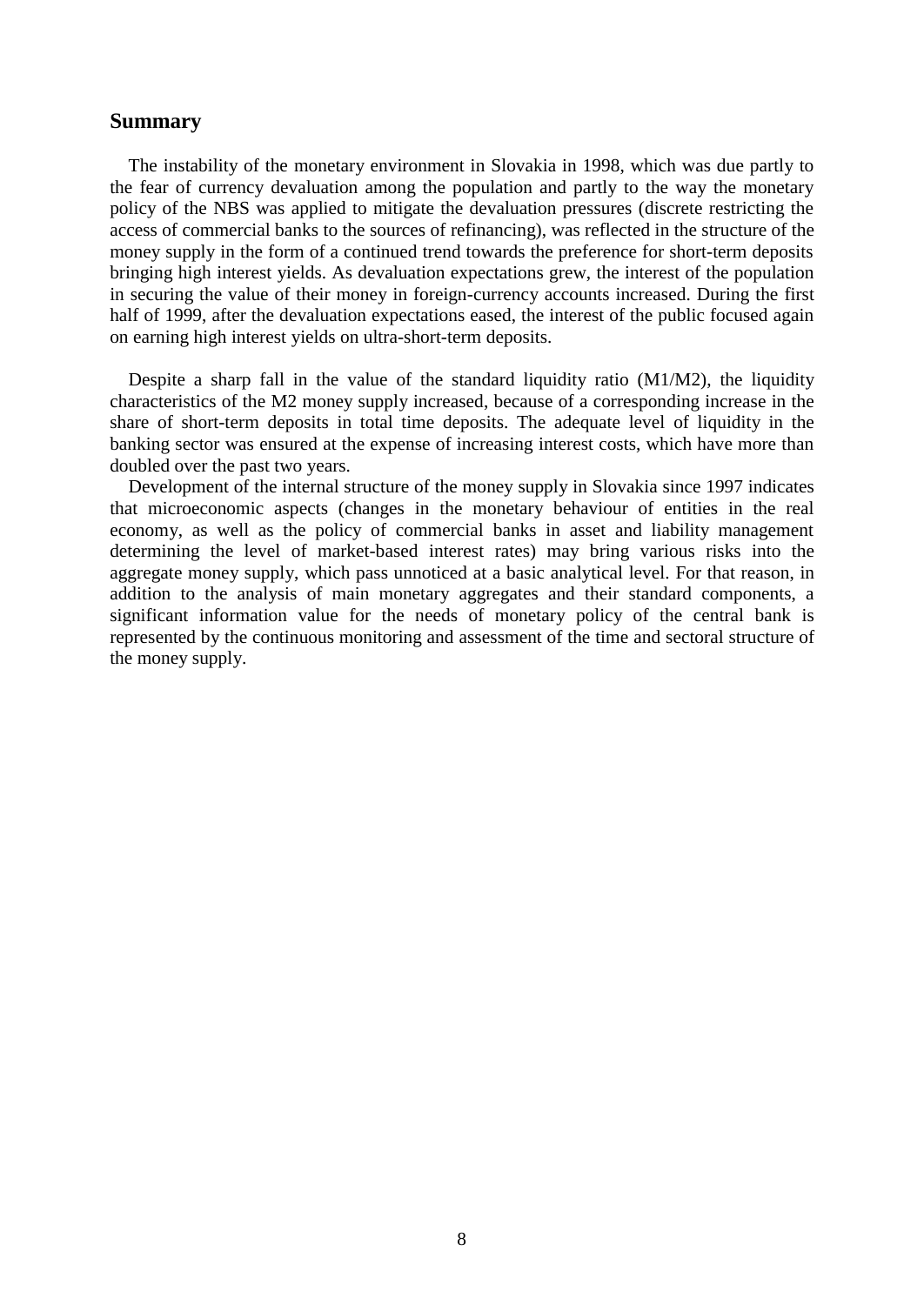## Summary

The instability of the monetary environment in Slovakia in 1998, which was due partly to the fear of currency devaluation among the population and partly to the way the monetary policy of the NBS was applied to mitigate the devaluation pressures (discrete restricting the access of commercial banks to the sources of refinancing), was reflected in the structure of the money supply in the form of a continued trend towards the preference for short-term deposits bringing high interest yields. As devaluation expectations grew, the interest of the population in securing the value of their money in foreign-currency accounts increased. During the first half of 1999, after the devaluation expectations eased, the interest of the public focused again on earning high interest yields on ultra-short-term deposits.

Despite a sharp fall in the value of the standard liquidity ratio (M1/M2), the liquidity characteristics of the M2 money supply increased, because of a corresponding increase in the share of short-term deposits in total time deposits. The adequate level of liquidity in the banking sector was ensured at the expense of increasing interest costs, which have more than doubled over the past two years.

Development of the internal structure of the money supply in Slovakia since 1997 indicates that microeconomic aspects (changes in the monetary behaviour of entities in the real economy, as well as the policy of commercial banks in asset and liability management determining the level of market-based interest rates) may bring various risks into the aggregate money supply, which pass unnoticed at a basic analytical level. For that reason, in addition to the analysis of main monetary aggregates and their standard components, a significant information value for the needs of monetary policy of the central bank is represented by the continuous monitoring and assessment of the time and sectoral structure of the money supply.